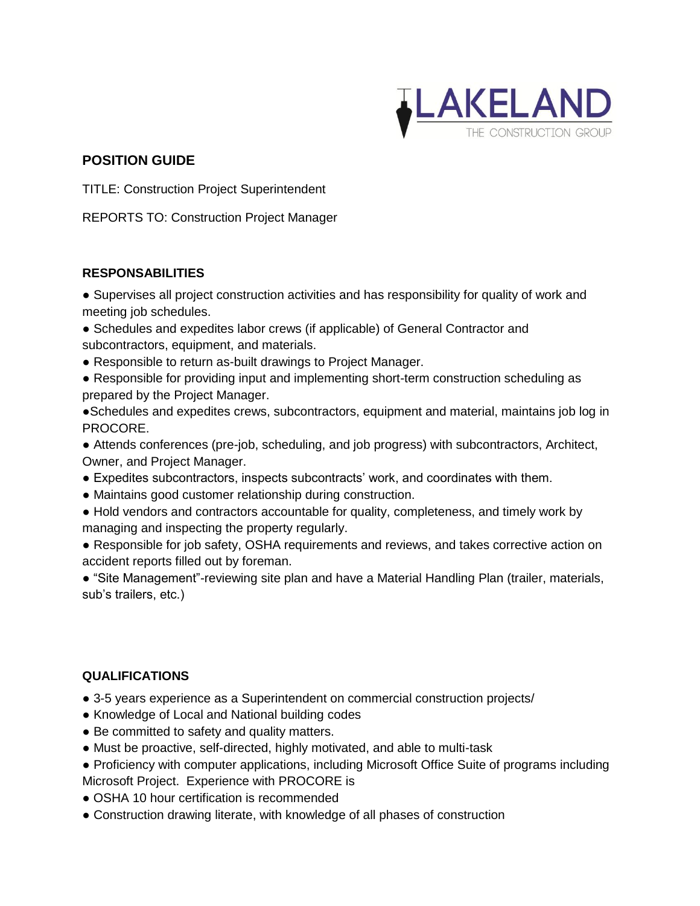LAKELAND
THE CONSTRUCTION GROUP

## POSITION GUIDE

TITLE: Construction Project Superintendent

REPORTS TO: Construction Project Manager

### RESPONSABILITIES

- Supervises all project construction activities and has responsibility for quality of work and meeting job schedules.
- Schedules and expedites labor crews (if applicable) of General Contractor and subcontractors, equipment, and materials.
- Responsible to return as-built drawings to Project Manager.
- Responsible for providing input and implementing short-term construction scheduling as prepared by the Project Manager.
- Schedules and expedites crews, subcontractors, equipment and material, maintains job log in PROCORE.
- Attends conferences (pre-job, scheduling, and job progress) with subcontractors, Architect, Owner, and Project Manager.
- Expedites subcontractors, inspects subcontracts' work, and coordinates with them.
- Maintains good customer relationship during construction.
- Hold vendors and contractors accountable for quality, completeness, and timely work by managing and inspecting the property regularly.
- Responsible for job safety, OSHA requirements and reviews, and takes corrective action on accident reports filled out by foreman.
- "Site Management"-reviewing site plan and have a Material Handling Plan (trailer, materials, sub's trailers, etc.)

### QUALIFICATIONS

- 3-5 years experience as a Superintendent on commercial construction projects/
- Knowledge of Local and National building codes
- Be committed to safety and quality matters.
- Must be proactive, self-directed, highly motivated, and able to multi-task
- Proficiency with computer applications, including Microsoft Office Suite of programs including Microsoft Project. Experience with PROCORE is
- OSHA 10 hour certification is recommended
- Construction drawing literate, with knowledge of all phases of construction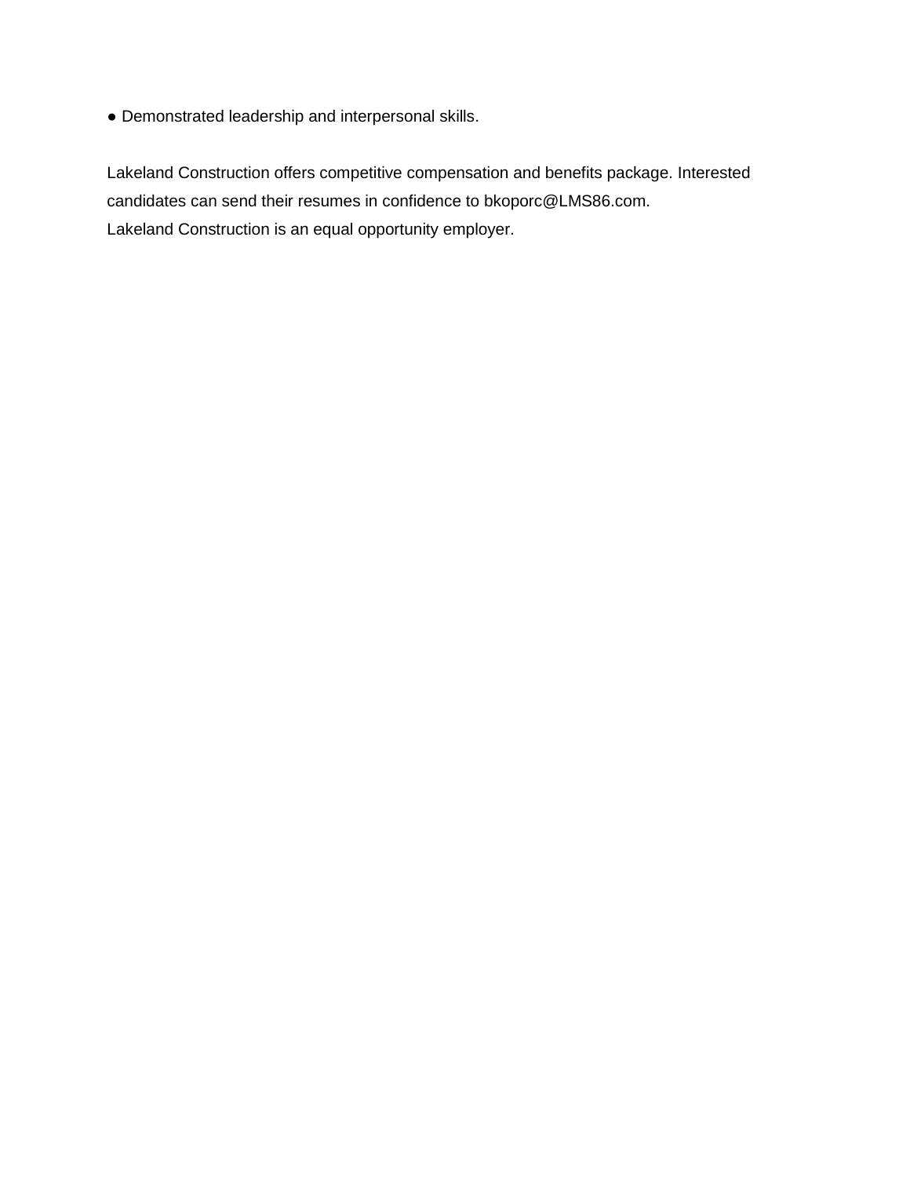- Demonstrated leadership and interpersonal skills.

Lakeland Construction offers competitive compensation and benefits package. Interested candidates can send their resumes in confidence to bkoporc@LMS86.com.
Lakeland Construction is an equal opportunity employer.